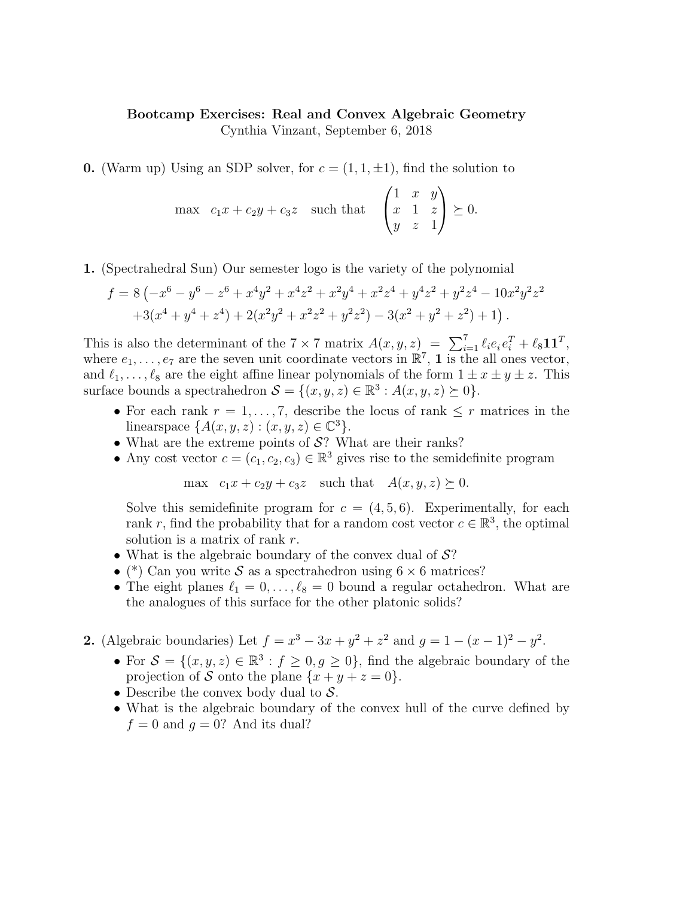**Bootcamp Exercises: Real and Convex Algebraic Geometry**
Cynthia Vinzant, September 6, 2018

**0.** (Warm up) Using an SDP solver, for $c = (1, 1, \pm 1)$, find the solution to

$$\max \quad c_1 x + c_2 y + c_3 z \quad \text{such that} \quad \begin{pmatrix} 1 & x & y \\ x & 1 & z \\ y & z & 1 \end{pmatrix} \succeq 0.$$

**1.** (Spectrahedral Sun) Our semester logo is the variety of the polynomial

$$f = 8\left(-x^6 - y^6 - z^6 + x^4y^2 + x^4z^2 + x^2y^4 + x^2z^4 + y^4z^2 + y^2z^4 - 10x^2y^2z^2 \right.$$
$$\left. +3(x^4 + y^4 + z^4) + 2(x^2y^2 + x^2z^2 + y^2z^2) - 3(x^2 + y^2 + z^2) + 1\right).$$

This is also the determinant of the $7 \times 7$ matrix $A(x, y, z) = \sum_{i=1}^{7} \ell_i e_i e_i^T + \ell_8 \mathbf{1}\mathbf{1}^T$, where $e_1, \ldots, e_7$ are the seven unit coordinate vectors in $\mathbb{R}^7$, $\mathbf{1}$ is the all ones vector, and $\ell_1, \ldots, \ell_8$ are the eight affine linear polynomials of the form $1 \pm x \pm y \pm z$. This surface bounds a spectrahedron $\mathcal{S} = \{(x, y, z) \in \mathbb{R}^3 : A(x, y, z) \succeq 0\}$.

- For each rank $r = 1, \ldots, 7$, describe the locus of rank $\leq r$ matrices in the linearspace $\{A(x, y, z) : (x, y, z) \in \mathbb{C}^3\}$.
- What are the extreme points of $\mathcal{S}$? What are their ranks?
- Any cost vector $c = (c_1, c_2, c_3) \in \mathbb{R}^3$ gives rise to the semidefinite program

  $$\max \quad c_1 x + c_2 y + c_3 z \quad \text{such that} \quad A(x, y, z) \succeq 0.$$

  Solve this semidefinite program for $c = (4, 5, 6)$. Experimentally, for each rank $r$, find the probability that for a random cost vector $c \in \mathbb{R}^3$, the optimal solution is a matrix of rank $r$.
- What is the algebraic boundary of the convex dual of $\mathcal{S}$?
- (*) Can you write $\mathcal{S}$ as a spectrahedron using $6 \times 6$ matrices?
- The eight planes $\ell_1 = 0, \ldots, \ell_8 = 0$ bound a regular octahedron. What are the analogues of this surface for the other platonic solids?

**2.** (Algebraic boundaries) Let $f = x^3 - 3x + y^2 + z^2$ and $g = 1 - (x - 1)^2 - y^2$.

- For $\mathcal{S} = \{(x, y, z) \in \mathbb{R}^3 : f \geq 0, g \geq 0\}$, find the algebraic boundary of the projection of $\mathcal{S}$ onto the plane $\{x + y + z = 0\}$.
- Describe the convex body dual to $\mathcal{S}$.
- What is the algebraic boundary of the convex hull of the curve defined by $f = 0$ and $g = 0$? And its dual?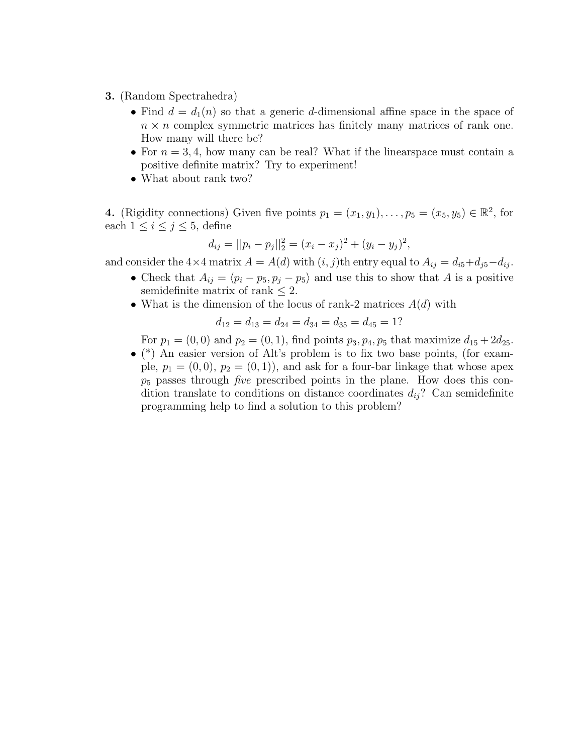**3.** (Random Spectrahedra)

- Find $d = d_1(n)$ so that a generic $d$-dimensional affine space in the space of $n \times n$ complex symmetric matrices has finitely many matrices of rank one. How many will there be?
- For $n = 3, 4$, how many can be real? What if the linearspace must contain a positive definite matrix? Try to experiment!
- What about rank two?

**4.** (Rigidity connections) Given five points $p_1 = (x_1, y_1), \ldots, p_5 = (x_5, y_5) \in \mathbb{R}^2$, for each $1 \leq i \leq j \leq 5$, define

$$d_{ij} = ||p_i - p_j||_2^2 = (x_i - x_j)^2 + (y_i - y_j)^2,$$

and consider the $4 \times 4$ matrix $A = A(d)$ with $(i, j)$th entry equal to $A_{ij} = d_{i5} + d_{j5} - d_{ij}$.

- Check that $A_{ij} = \langle p_i - p_5, p_j - p_5 \rangle$ and use this to show that $A$ is a positive semidefinite matrix of rank $\leq 2$.
- What is the dimension of the locus of rank-2 matrices $A(d)$ with

$$d_{12} = d_{13} = d_{24} = d_{34} = d_{35} = d_{45} = 1?$$

  For $p_1 = (0, 0)$ and $p_2 = (0, 1)$, find points $p_3, p_4, p_5$ that maximize $d_{15} + 2d_{25}$.
- (*) An easier version of Alt's problem is to fix two base points, (for example, $p_1 = (0, 0)$, $p_2 = (0, 1)$), and ask for a four-bar linkage that whose apex $p_5$ passes through *five* prescribed points in the plane. How does this condition translate to conditions on distance coordinates $d_{ij}$? Can semidefinite programming help to find a solution to this problem?